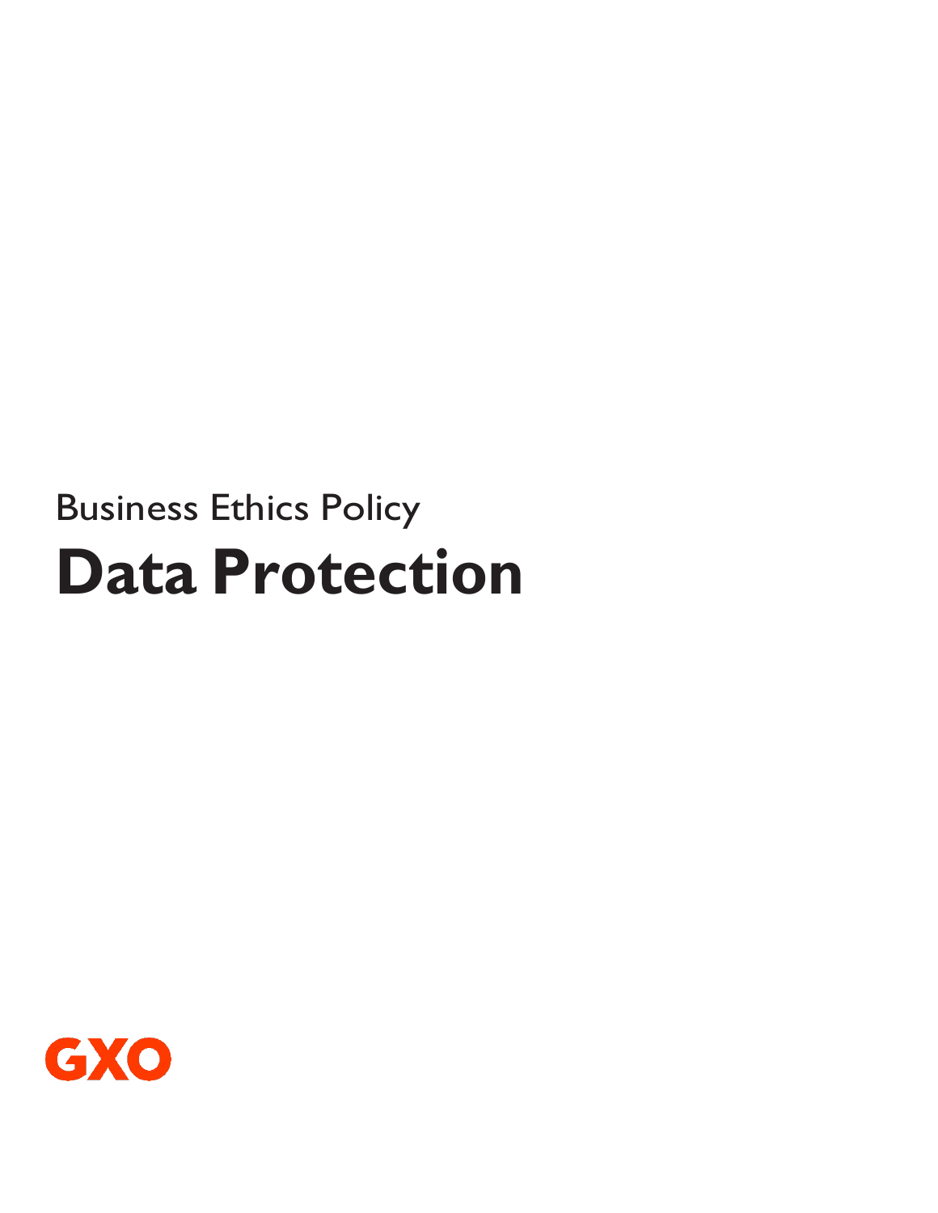Business Ethics Policy

# Data Protection

GXO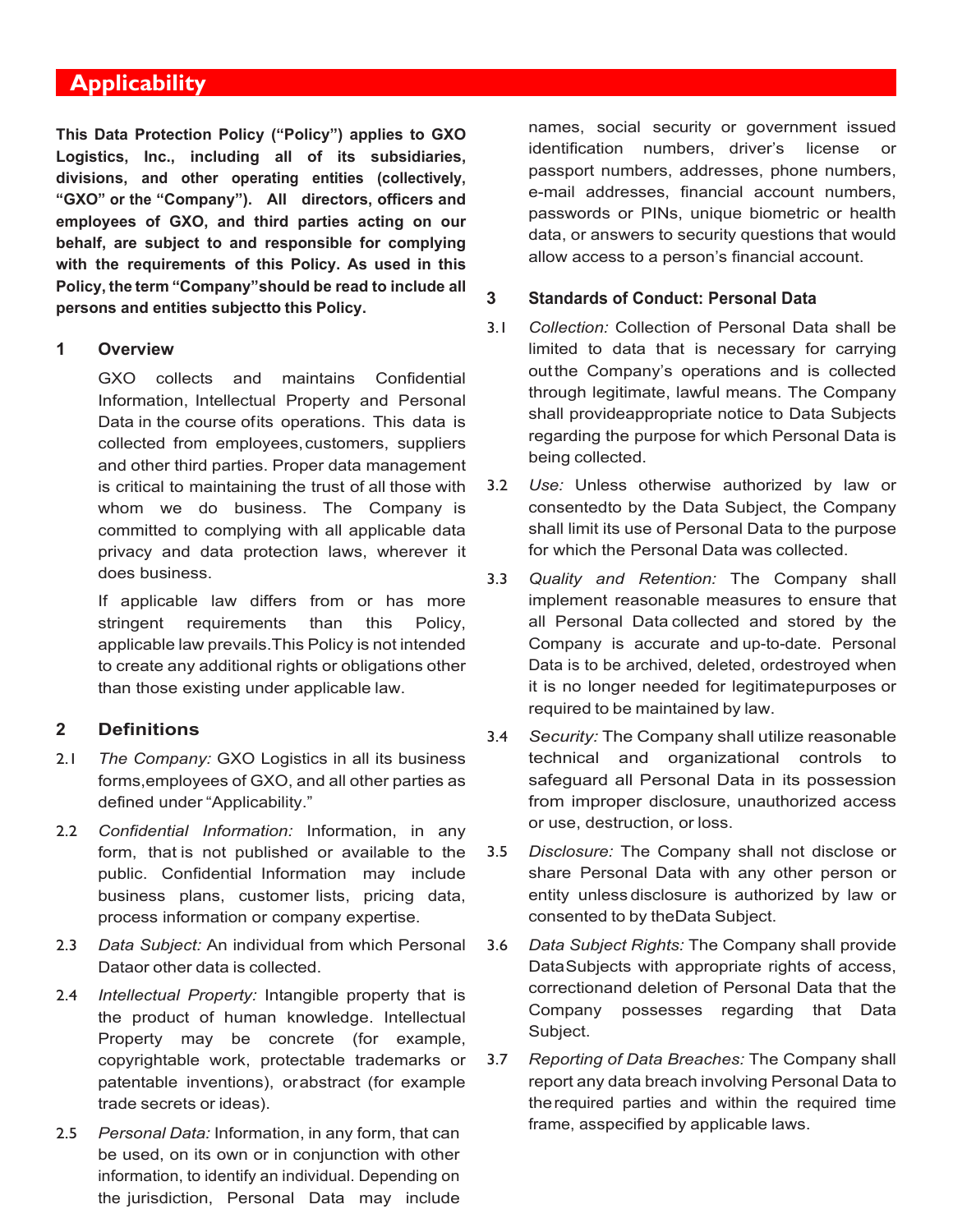# Applicability

**This Data Protection Policy ("Policy") applies to GXO Logistics, Inc., including all of its subsidiaries, divisions, and other operating entities (collectively, "GXO" or the "Company"). All directors, officers and employees of GXO, and third parties acting on our behalf, are subject to and responsible for complying with the requirements of this Policy. As used in this Policy, the term "Company"should be read to include all persons and entities subjectto this Policy.**

## 1 Overview

GXO collects and maintains Confidential Information, Intellectual Property and Personal Data in the course ofits operations. This data is collected from employees, customers, suppliers and other third parties. Proper data management is critical to maintaining the trust of all those with whom we do business. The Company is committed to complying with all applicable data privacy and data protection laws, wherever it does business.

If applicable law differs from or has more stringent requirements than this Policy, applicable law prevails.This Policy is not intended to create any additional rights or obligations other than those existing under applicable law.

## 2 Definitions

2.1 *The Company:* GXO Logistics in all its business forms,employees of GXO, and all other parties as defined under "Applicability."

2.2 *Confidential Information:* Information, in any form, that is not published or available to the public. Confidential Information may include business plans, customer lists, pricing data, process information or company expertise.

2.3 *Data Subject:* An individual from which Personal Dataor other data is collected.

2.4 *Intellectual Property:* Intangible property that is the product of human knowledge. Intellectual Property may be concrete (for example, copyrightable work, protectable trademarks or patentable inventions), orabstract (for example trade secrets or ideas).

2.5 *Personal Data:* Information, in any form, that can be used, on its own or in conjunction with other information, to identify an individual. Depending on the jurisdiction, Personal Data may include names, social security or government issued identification numbers, driver's license or passport numbers, addresses, phone numbers, e-mail addresses, financial account numbers, passwords or PINs, unique biometric or health data, or answers to security questions that would allow access to a person's financial account.

## 3 Standards of Conduct: Personal Data

3.1 *Collection:* Collection of Personal Data shall be limited to data that is necessary for carrying outthe Company's operations and is collected through legitimate, lawful means. The Company shall provideappropriate notice to Data Subjects regarding the purpose for which Personal Data is being collected.

3.2 *Use:* Unless otherwise authorized by law or consentedto by the Data Subject, the Company shall limit its use of Personal Data to the purpose for which the Personal Data was collected.

3.3 *Quality and Retention:* The Company shall implement reasonable measures to ensure that all Personal Data collected and stored by the Company is accurate and up-to-date. Personal Data is to be archived, deleted, ordestroyed when it is no longer needed for legitimatepurposes or required to be maintained by law.

3.4 *Security:* The Company shall utilize reasonable technical and organizational controls to safeguard all Personal Data in its possession from improper disclosure, unauthorized access or use, destruction, or loss.

3.5 *Disclosure:* The Company shall not disclose or share Personal Data with any other person or entity unless disclosure is authorized by law or consented to by theData Subject.

3.6 *Data Subject Rights:* The Company shall provide DataSubjects with appropriate rights of access, correctionand deletion of Personal Data that the Company possesses regarding that Data Subject.

3.7 *Reporting of Data Breaches:* The Company shall report any data breach involving Personal Data to therequired parties and within the required time frame, asspecified by applicable laws.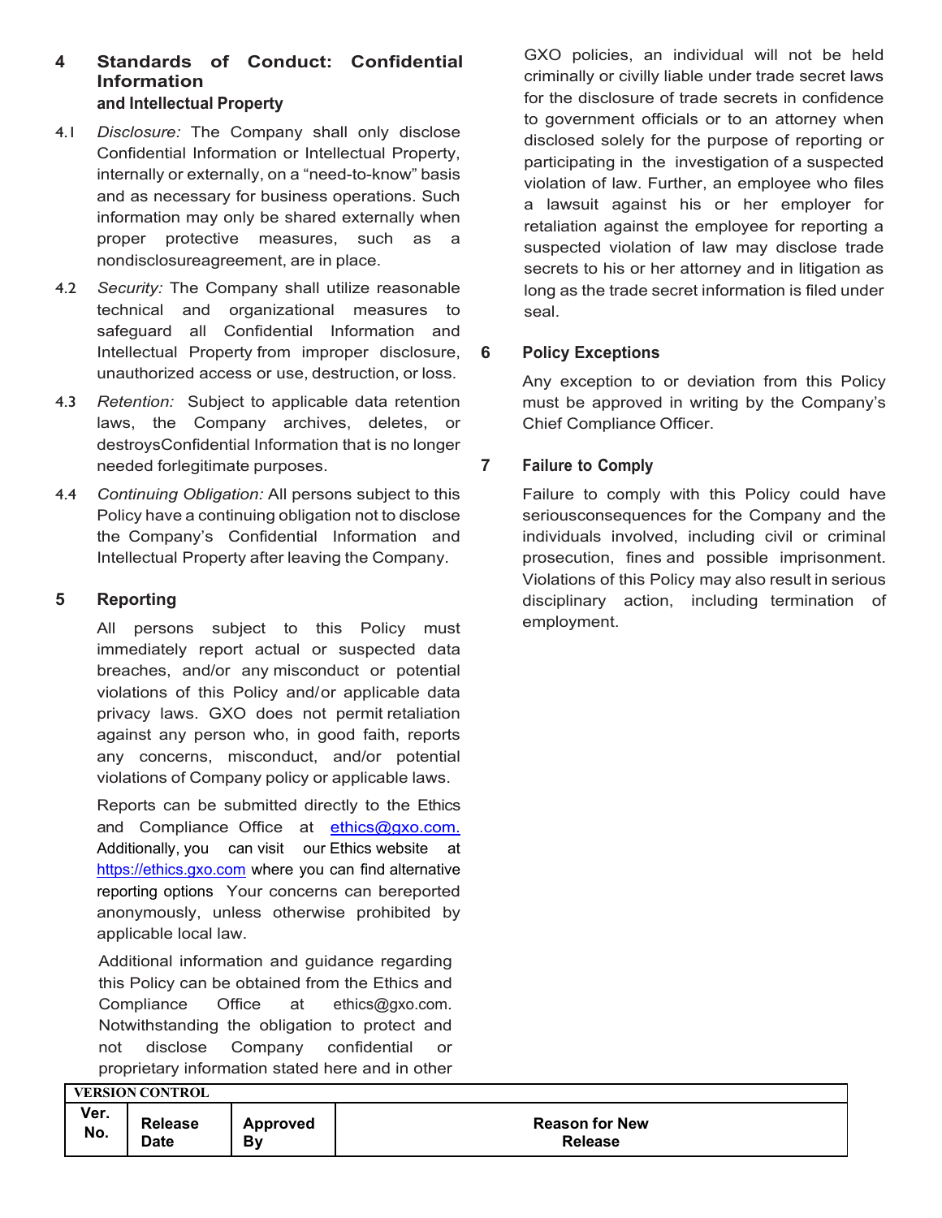## 4 Standards of Conduct: Confidential Information and Intellectual Property

4.1 *Disclosure:* The Company shall only disclose Confidential Information or Intellectual Property, internally or externally, on a "need-to-know" basis and as necessary for business operations. Such information may only be shared externally when proper protective measures, such as a nondisclosureagreement, are in place.

4.2 *Security:* The Company shall utilize reasonable technical and organizational measures to safeguard all Confidential Information and Intellectual Property from improper disclosure, unauthorized access or use, destruction, or loss.

4.3 *Retention:* Subject to applicable data retention laws, the Company archives, deletes, or destroysConfidential Information that is no longer needed forlegitimate purposes.

4.4 *Continuing Obligation:* All persons subject to this Policy have a continuing obligation not to disclose the Company's Confidential Information and Intellectual Property after leaving the Company.

## 5 Reporting

All persons subject to this Policy must immediately report actual or suspected data breaches, and/or any misconduct or potential violations of this Policy and/or applicable data privacy laws. GXO does not permit retaliation against any person who, in good faith, reports any concerns, misconduct, and/or potential violations of Company policy or applicable laws.

Reports can be submitted directly to the Ethics and Compliance Office at ethics@gxo.com. Additionally, you can visit our Ethics website at https://ethics.gxo.com where you can find alternative reporting options Your concerns can bereported anonymously, unless otherwise prohibited by applicable local law.

Additional information and guidance regarding this Policy can be obtained from the Ethics and Compliance Office at ethics@gxo.com. Notwithstanding the obligation to protect and not disclose Company confidential or proprietary information stated here and in other GXO policies, an individual will not be held criminally or civilly liable under trade secret laws for the disclosure of trade secrets in confidence to government officials or to an attorney when disclosed solely for the purpose of reporting or participating in the investigation of a suspected violation of law. Further, an employee who files a lawsuit against his or her employer for retaliation against the employee for reporting a suspected violation of law may disclose trade secrets to his or her attorney and in litigation as long as the trade secret information is filed under seal.

## 6 Policy Exceptions

Any exception to or deviation from this Policy must be approved in writing by the Company's Chief Compliance Officer.

## 7 Failure to Comply

Failure to comply with this Policy could have seriousconsequences for the Company and the individuals involved, including civil or criminal prosecution, fines and possible imprisonment. Violations of this Policy may also result in serious disciplinary action, including termination of employment.

| VERSION CONTROL | | | |
|---|---|---|---|
| Ver. No. | Release Date | Approved By | Reason for New Release |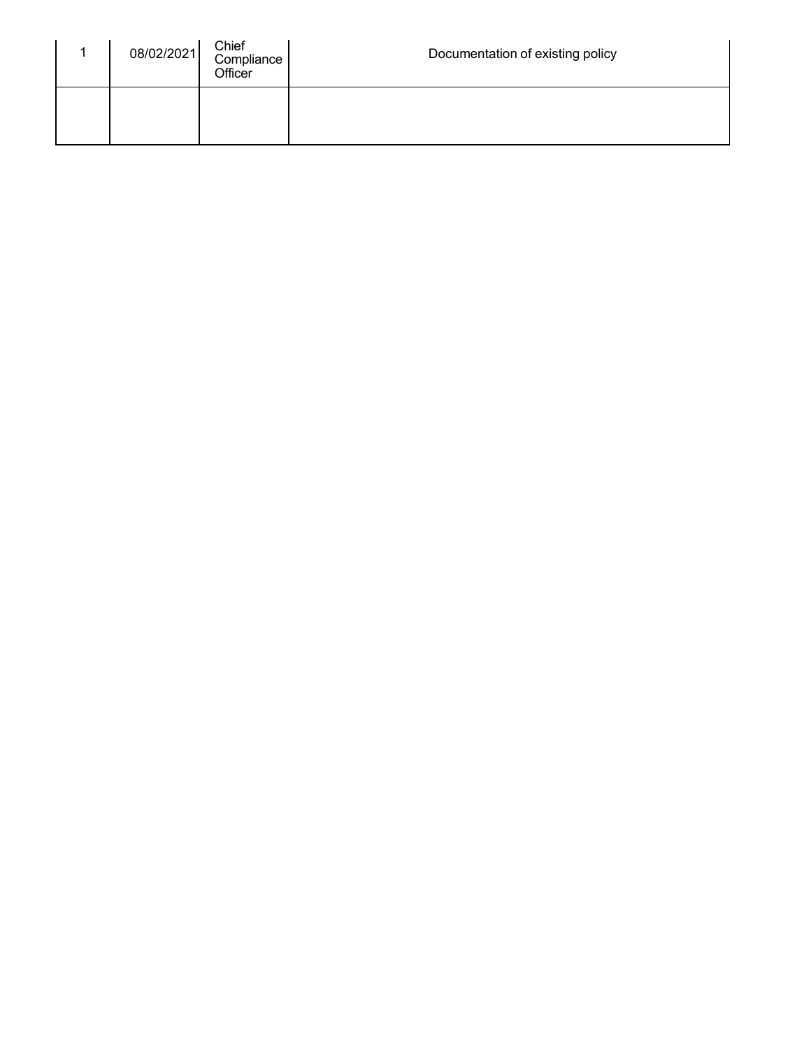| | | | |
|---|---|---|---|
| 1 | 08/02/2021 | Chief Compliance Officer | Documentation of existing policy |
| | | | |